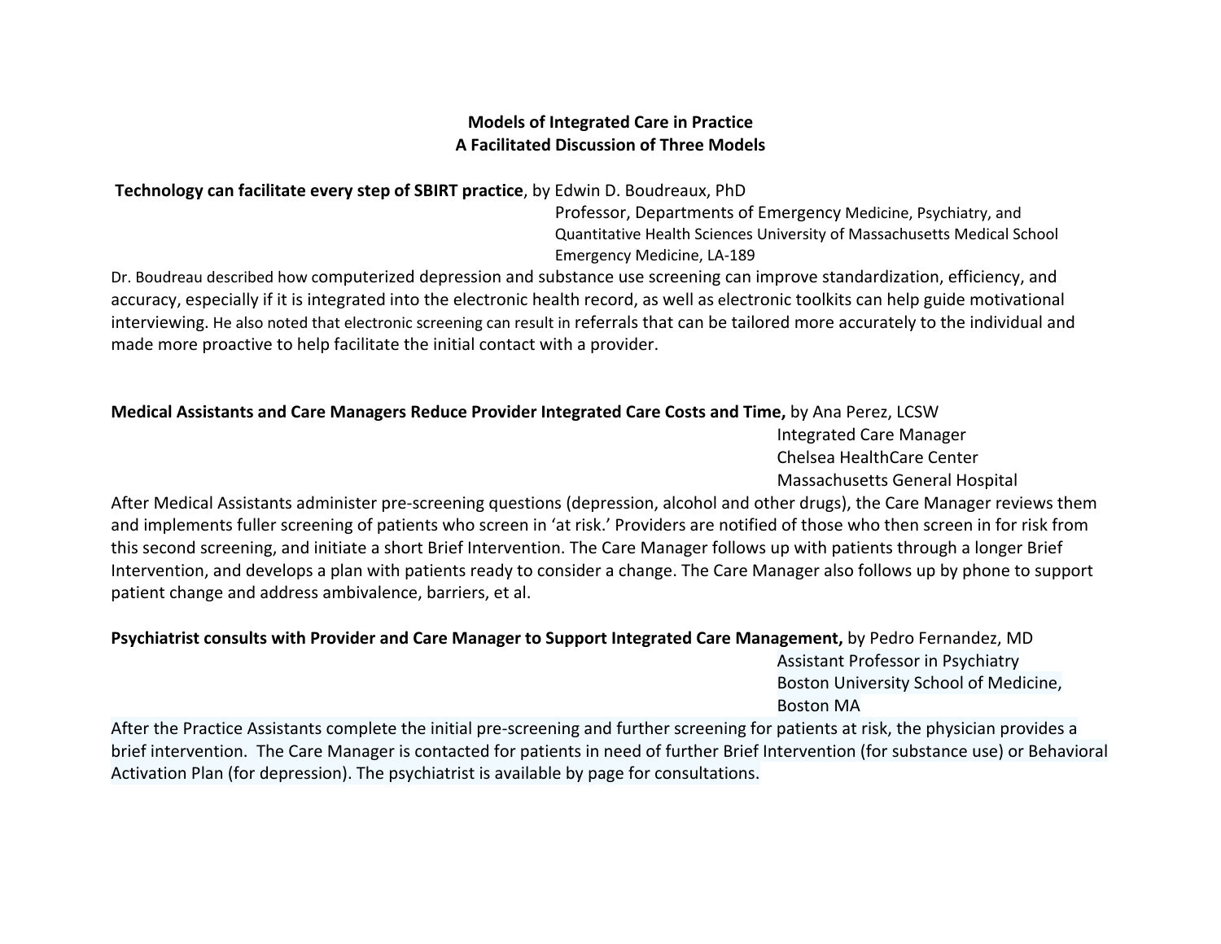# Models of Integrated Care in Practice
## A Facilitated Discussion of Three Models

**Technology can facilitate every step of SBIRT practice**, by Edwin D. Boudreaux, PhD
Professor, Departments of Emergency Medicine, Psychiatry, and Quantitative Health Sciences University of Massachusetts Medical School Emergency Medicine, LA-189

Dr. Boudreau described how computerized depression and substance use screening can improve standardization, efficiency, and accuracy, especially if it is integrated into the electronic health record, as well as electronic toolkits can help guide motivational interviewing. He also noted that electronic screening can result in referrals that can be tailored more accurately to the individual and made more proactive to help facilitate the initial contact with a provider.

**Medical Assistants and Care Managers Reduce Provider Integrated Care Costs and Time,** by Ana Perez, LCSW
Integrated Care Manager
Chelsea HealthCare Center
Massachusetts General Hospital

After Medical Assistants administer pre-screening questions (depression, alcohol and other drugs), the Care Manager reviews them and implements fuller screening of patients who screen in 'at risk.' Providers are notified of those who then screen in for risk from this second screening, and initiate a short Brief Intervention. The Care Manager follows up with patients through a longer Brief Intervention, and develops a plan with patients ready to consider a change. The Care Manager also follows up by phone to support patient change and address ambivalence, barriers, et al.

**Psychiatrist consults with Provider and Care Manager to Support Integrated Care Management,** by Pedro Fernandez, MD
Assistant Professor in Psychiatry
Boston University School of Medicine,
Boston MA

After the Practice Assistants complete the initial pre-screening and further screening for patients at risk, the physician provides a brief intervention. The Care Manager is contacted for patients in need of further Brief Intervention (for substance use) or Behavioral Activation Plan (for depression). The psychiatrist is available by page for consultations.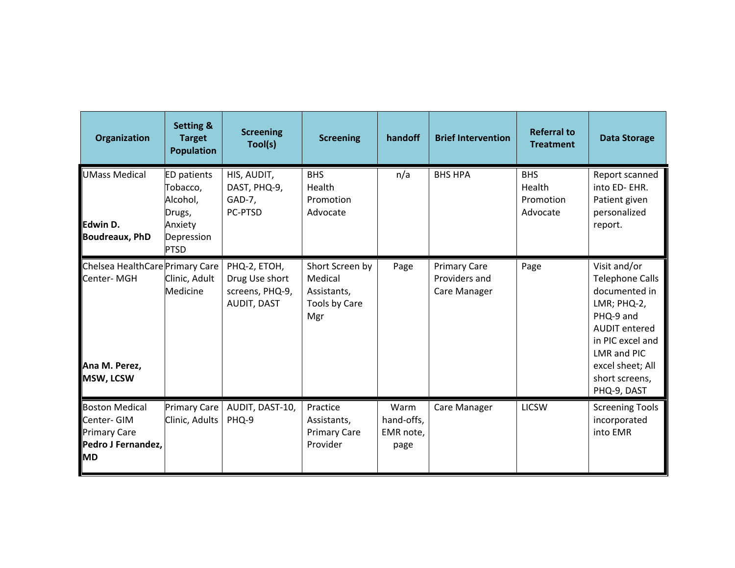| Organization | Setting & Target Population | Screening Tool(s) | Screening | handoff | Brief Intervention | Referral to Treatment | Data Storage |
|---|---|---|---|---|---|---|---|
| UMass Medical **Edwin D. Boudreaux, PhD** | ED patients Tobacco, Alcohol, Drugs, Anxiety Depression PTSD | HIS, AUDIT, DAST, PHQ-9, GAD-7, PC-PTSD | BHS Health Promotion Advocate | n/a | BHS HPA | BHS Health Promotion Advocate | Report scanned into ED- EHR. Patient given personalized report. |
| Chelsea HealthCare Center- MGH **Ana M. Perez, MSW, LCSW** | Primary Care Clinic, Adult Medicine | PHQ-2, ETOH, Drug Use short screens, PHQ-9, AUDIT, DAST | Short Screen by Medical Assistants, Tools by Care Mgr | Page | Primary Care Providers and Care Manager | Page | Visit and/or Telephone Calls documented in LMR; PHQ-2, PHQ-9 and AUDIT entered in PIC excel and LMR and PIC excel sheet; All short screens, PHQ-9, DAST |
| Boston Medical Center- GIM Primary Care **Pedro J Fernandez, MD** | Primary Care Clinic, Adults | AUDIT, DAST-10, PHQ-9 | Practice Assistants, Primary Care Provider | Warm hand-offs, EMR note, page | Care Manager | LICSW | Screening Tools incorporated into EMR |